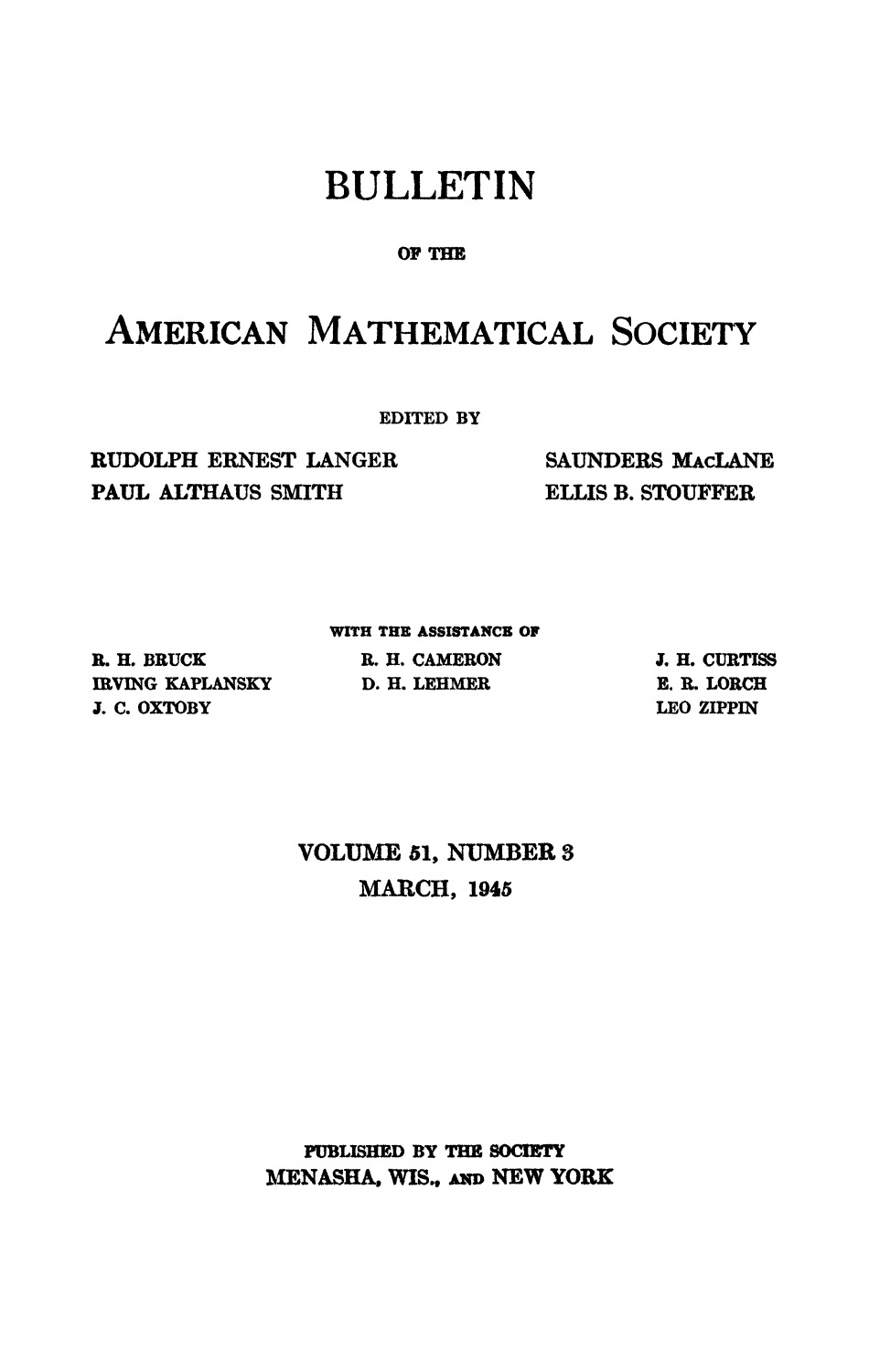# BULLETIN

OF THE

# AMERICAN MATHEMATICAL SOCIETY

EDITED BY

RUDOLPH ERNEST LANGER
PAUL ALTHAUS SMITH

SAUNDERS MACLANE
ELLIS B. STOUFFER

WITH THE ASSISTANCE OF

R. H. BRUCK
IRVING KAPLANSKY
J. C. OXTOBY

R. H. CAMERON
D. H. LEHMER

J. H. CURTISS
E. R. LORCH
LEO ZIPPIN

VOLUME 51, NUMBER 3
MARCH, 1945

PUBLISHED BY THE SOCIETY
MENASHA, WIS., AND NEW YORK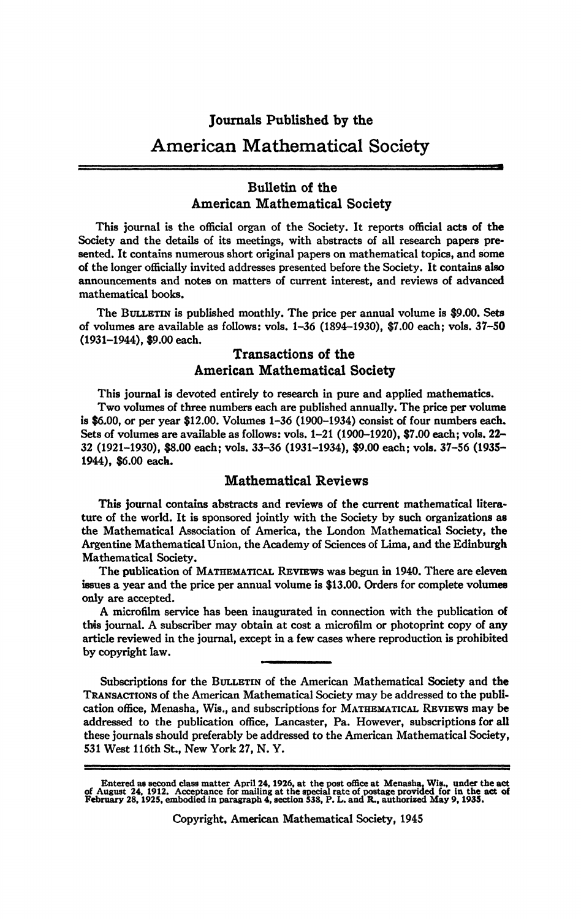# Journals Published by the American Mathematical Society

## Bulletin of the American Mathematical Society

This journal is the official organ of the Society. It reports official acts of the Society and the details of its meetings, with abstracts of all research papers presented. It contains numerous short original papers on mathematical topics, and some of the longer officially invited addresses presented before the Society. It contains also announcements and notes on matters of current interest, and reviews of advanced mathematical books.

The BULLETIN is published monthly. The price per annual volume is $9.00. Sets of volumes are available as follows: vols. 1–36 (1894–1930), $7.00 each; vols. 37–50 (1931–1944), $9.00 each.

## Transactions of the American Mathematical Society

This journal is devoted entirely to research in pure and applied mathematics.

Two volumes of three numbers each are published annually. The price per volume is $6.00, or per year $12.00. Volumes 1–36 (1900–1934) consist of four numbers each. Sets of volumes are available as follows: vols. 1–21 (1900–1920), $7.00 each; vols. 22–32 (1921–1930), $8.00 each; vols. 33–36 (1931–1934), $9.00 each; vols. 37–56 (1935–1944), $6.00 each.

## Mathematical Reviews

This journal contains abstracts and reviews of the current mathematical literature of the world. It is sponsored jointly with the Society by such organizations as the Mathematical Association of America, the London Mathematical Society, the Argentine Mathematical Union, the Academy of Sciences of Lima, and the Edinburgh Mathematical Society.

The publication of MATHEMATICAL REVIEWS was begun in 1940. There are eleven issues a year and the price per annual volume is $13.00. Orders for complete volumes only are accepted.

A microfilm service has been inaugurated in connection with the publication of this journal. A subscriber may obtain at cost a microfilm or photoprint copy of any article reviewed in the journal, except in a few cases where reproduction is prohibited by copyright law.

---

Subscriptions for the BULLETIN of the American Mathematical Society and the TRANSACTIONS of the American Mathematical Society may be addressed to the publication office, Menasha, Wis., and subscriptions for MATHEMATICAL REVIEWS may be addressed to the publication office, Lancaster, Pa. However, subscriptions for all these journals should preferably be addressed to the American Mathematical Society, 531 West 116th St., New York 27, N. Y.

---

Entered as second class matter April 24, 1926, at the post office at Menasha, Wis., under the act of August 24, 1912. Acceptance for mailing at the special rate of postage provided for in the act of February 28, 1925, embodied in paragraph 4, section 538, P. L. and R., authorized May 9, 1935.

Copyright, American Mathematical Society, 1945